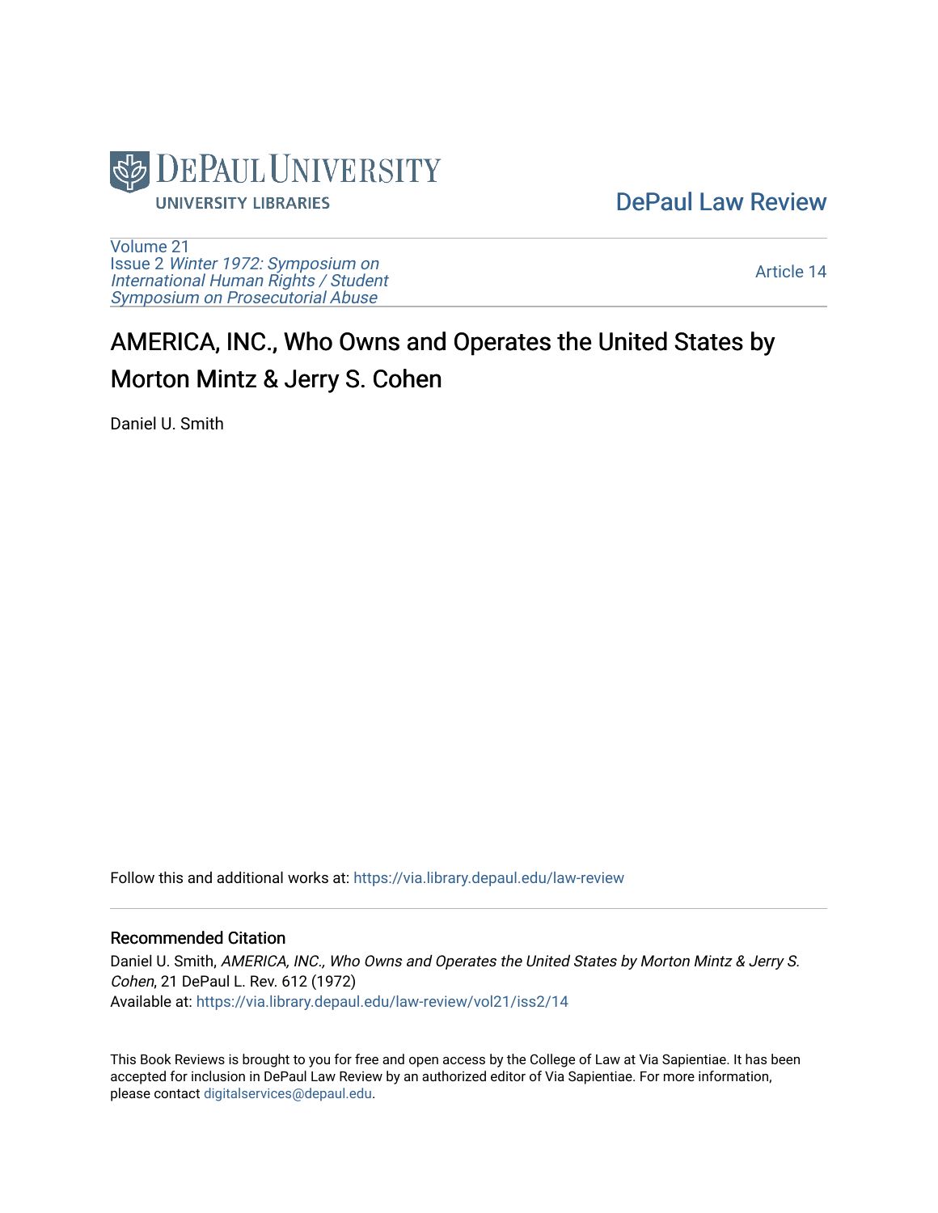DePaul Law Review

Volume 21
Issue 2 *Winter 1972: Symposium on International Human Rights / Student Symposium on Prosecutorial Abuse*

Article 14

# AMERICA, INC., Who Owns and Operates the United States by Morton Mintz & Jerry S. Cohen

Daniel U. Smith

Follow this and additional works at: https://via.library.depaul.edu/law-review

## Recommended Citation

Daniel U. Smith, *AMERICA, INC., Who Owns and Operates the United States by Morton Mintz & Jerry S. Cohen*, 21 DePaul L. Rev. 612 (1972)
Available at: https://via.library.depaul.edu/law-review/vol21/iss2/14

This Book Reviews is brought to you for free and open access by the College of Law at Via Sapientiae. It has been accepted for inclusion in DePaul Law Review by an authorized editor of Via Sapientiae. For more information, please contact digitalservices@depaul.edu.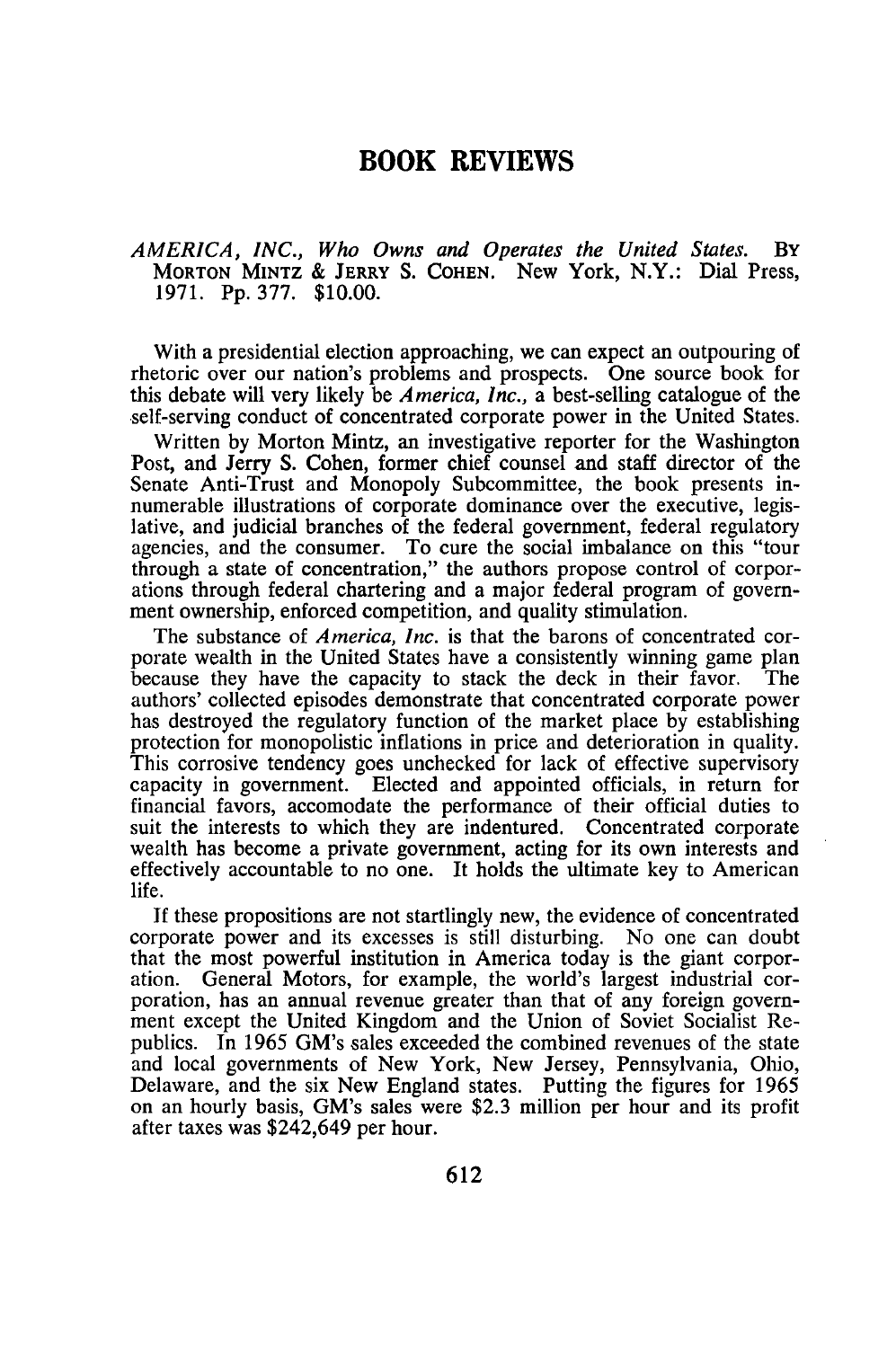# BOOK REVIEWS

*AMERICA, INC., Who Owns and Operates the United States.* BY MORTON MINTZ & JERRY S. COHEN. New York, N.Y.: Dial Press, 1971. Pp. 377. $10.00.

With a presidential election approaching, we can expect an outpouring of rhetoric over our nation's problems and prospects. One source book for this debate will very likely be *America, Inc.*, a best-selling catalogue of the self-serving conduct of concentrated corporate power in the United States.

Written by Morton Mintz, an investigative reporter for the Washington Post, and Jerry S. Cohen, former chief counsel and staff director of the Senate Anti-Trust and Monopoly Subcommittee, the book presents innumerable illustrations of corporate dominance over the executive, legislative, and judicial branches of the federal government, federal regulatory agencies, and the consumer. To cure the social imbalance on this "tour through a state of concentration," the authors propose control of corporations through federal chartering and a major federal program of government ownership, enforced competition, and quality stimulation.

The substance of *America, Inc.* is that the barons of concentrated corporate wealth in the United States have a consistently winning game plan because they have the capacity to stack the deck in their favor. The authors' collected episodes demonstrate that concentrated corporate power has destroyed the regulatory function of the market place by establishing protection for monopolistic inflations in price and deterioration in quality. This corrosive tendency goes unchecked for lack of effective supervisory capacity in government. Elected and appointed officials, in return for financial favors, accomodate the performance of their official duties to suit the interests to which they are indentured. Concentrated corporate wealth has become a private government, acting for its own interests and effectively accountable to no one. It holds the ultimate key to American life.

If these propositions are not startlingly new, the evidence of concentrated corporate power and its excesses is still disturbing. No one can doubt that the most powerful institution in America today is the giant corporation. General Motors, for example, the world's largest industrial corporation, has an annual revenue greater than that of any foreign government except the United Kingdom and the Union of Soviet Socialist Republics. In 1965 GM's sales exceeded the combined revenues of the state and local governments of New York, New Jersey, Pennsylvania, Ohio, Delaware, and the six New England states. Putting the figures for 1965 on an hourly basis, GM's sales were $2.3 million per hour and its profit after taxes was $242,649 per hour.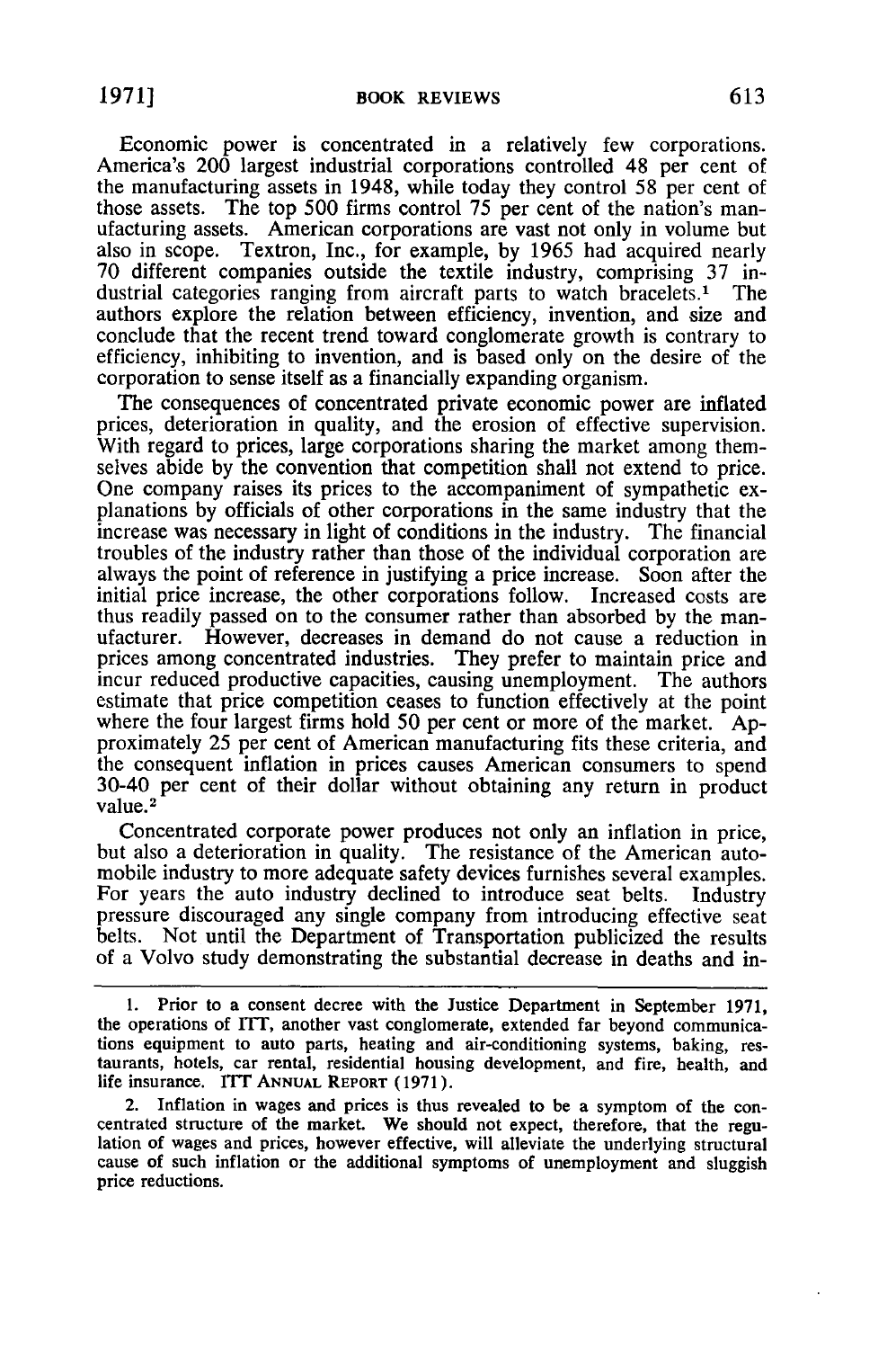Economic power is concentrated in a relatively few corporations. America's 200 largest industrial corporations controlled 48 per cent of the manufacturing assets in 1948, while today they control 58 per cent of those assets. The top 500 firms control 75 per cent of the nation's manufacturing assets. American corporations are vast not only in volume but also in scope. Textron, Inc., for example, by 1965 had acquired nearly 70 different companies outside the textile industry, comprising 37 industrial categories ranging from aircraft parts to watch bracelets.[1] The authors explore the relation between efficiency, invention, and size and conclude that the recent trend toward conglomerate growth is contrary to efficiency, inhibiting to invention, and is based only on the desire of the corporation to sense itself as a financially expanding organism.

The consequences of concentrated private economic power are inflated prices, deterioration in quality, and the erosion of effective supervision. With regard to prices, large corporations sharing the market among themselves abide by the convention that competition shall not extend to price. One company raises its prices to the accompaniment of sympathetic explanations by officials of other corporations in the same industry that the increase was necessary in light of conditions in the industry. The financial troubles of the industry rather than those of the individual corporation are always the point of reference in justifying a price increase. Soon after the initial price increase, the other corporations follow. Increased costs are thus readily passed on to the consumer rather than absorbed by the manufacturer. However, decreases in demand do not cause a reduction in prices among concentrated industries. They prefer to maintain price and incur reduced productive capacities, causing unemployment. The authors estimate that price competition ceases to function effectively at the point where the four largest firms hold 50 per cent or more of the market. Approximately 25 per cent of American manufacturing fits these criteria, and the consequent inflation in prices causes American consumers to spend 30-40 per cent of their dollar without obtaining any return in product value.[2]

Concentrated corporate power produces not only an inflation in price, but also a deterioration in quality. The resistance of the American automobile industry to more adequate safety devices furnishes several examples. For years the auto industry declined to introduce seat belts. Industry pressure discouraged any single company from introducing effective seat belts. Not until the Department of Transportation publicized the results of a Volvo study demonstrating the substantial decrease in deaths and in-

---

1. Prior to a consent decree with the Justice Department in September 1971, the operations of ITT, another vast conglomerate, extended far beyond communications equipment to auto parts, heating and air-conditioning systems, baking, restaurants, hotels, car rental, residential housing development, and fire, health, and life insurance. ITT ANNUAL REPORT (1971).

2. Inflation in wages and prices is thus revealed to be a symptom of the concentrated structure of the market. We should not expect, therefore, that the regulation of wages and prices, however effective, will alleviate the underlying structural cause of such inflation or the additional symptoms of unemployment and sluggish price reductions.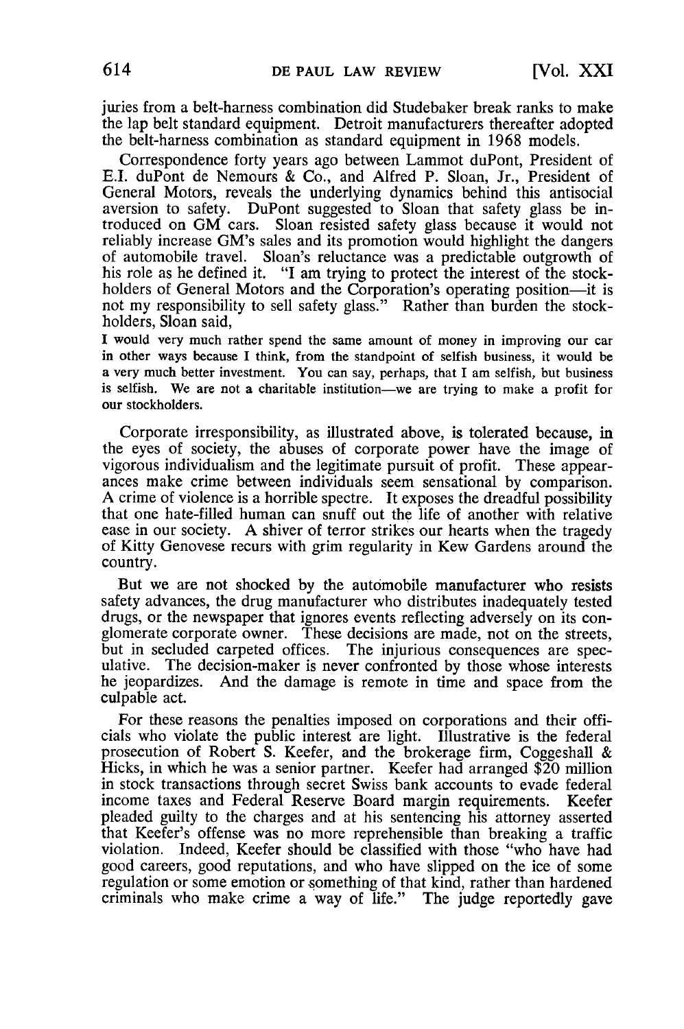juries from a belt-harness combination did Studebaker break ranks to make the lap belt standard equipment. Detroit manufacturers thereafter adopted the belt-harness combination as standard equipment in 1968 models.

Correspondence forty years ago between Lammot duPont, President of E.I. duPont de Nemours & Co., and Alfred P. Sloan, Jr., President of General Motors, reveals the underlying dynamics behind this antisocial aversion to safety. DuPont suggested to Sloan that safety glass be introduced on GM cars. Sloan resisted safety glass because it would not reliably increase GM's sales and its promotion would highlight the dangers of automobile travel. Sloan's reluctance was a predictable outgrowth of his role as he defined it. "I am trying to protect the interest of the stockholders of General Motors and the Corporation's operating position—it is not my responsibility to sell safety glass." Rather than burden the stockholders, Sloan said,

> I would very much rather spend the same amount of money in improving our car in other ways because I think, from the standpoint of selfish business, it would be a very much better investment. You can say, perhaps, that I am selfish, but business is selfish. We are not a charitable institution—we are trying to make a profit for our stockholders.

Corporate irresponsibility, as illustrated above, is tolerated because, in the eyes of society, the abuses of corporate power have the image of vigorous individualism and the legitimate pursuit of profit. These appearances make crime between individuals seem sensational by comparison. A crime of violence is a horrible spectre. It exposes the dreadful possibility that one hate-filled human can snuff out the life of another with relative ease in our society. A shiver of terror strikes our hearts when the tragedy of Kitty Genovese recurs with grim regularity in Kew Gardens around the country.

But we are not shocked by the automobile manufacturer who resists safety advances, the drug manufacturer who distributes inadequately tested drugs, or the newspaper that ignores events reflecting adversely on its conglomerate corporate owner. These decisions are made, not on the streets, but in secluded carpeted offices. The injurious consequences are speculative. The decision-maker is never confronted by those whose interests he jeopardizes. And the damage is remote in time and space from the culpable act.

For these reasons the penalties imposed on corporations and their officials who violate the public interest are light. Illustrative is the federal prosecution of Robert S. Keefer, and the brokerage firm, Coggeshall & Hicks, in which he was a senior partner. Keefer had arranged $20 million in stock transactions through secret Swiss bank accounts to evade federal income taxes and Federal Reserve Board margin requirements. Keefer pleaded guilty to the charges and at his sentencing his attorney asserted that Keefer's offense was no more reprehensible than breaking a traffic violation. Indeed, Keefer should be classified with those "who have had good careers, good reputations, and who have slipped on the ice of some regulation or some emotion or something of that kind, rather than hardened criminals who make crime a way of life." The judge reportedly gave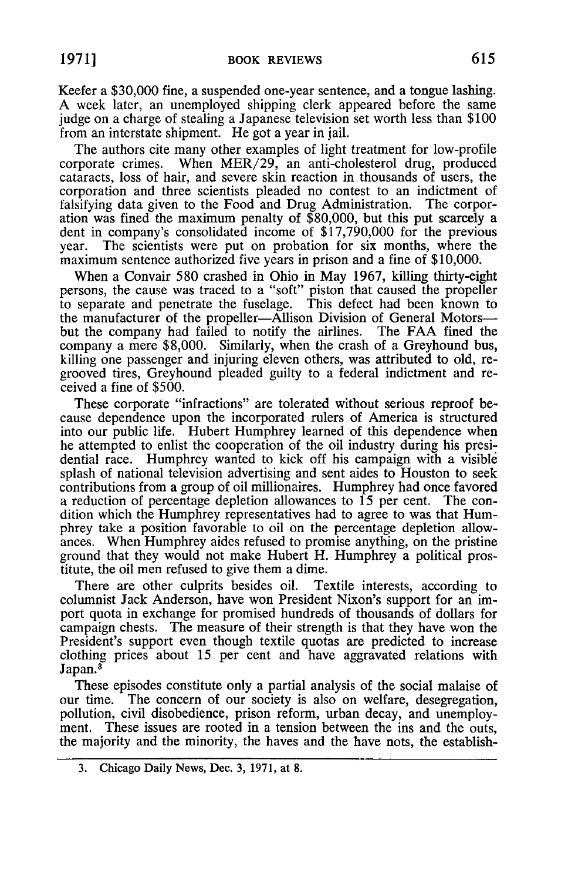Keefer a $30,000 fine, a suspended one-year sentence, and a tongue lashing. A week later, an unemployed shipping clerk appeared before the same judge on a charge of stealing a Japanese television set worth less than $100 from an interstate shipment. He got a year in jail.

The authors cite many other examples of light treatment for low-profile corporate crimes. When MER/29, an anti-cholesterol drug, produced cataracts, loss of hair, and severe skin reaction in thousands of users, the corporation and three scientists pleaded no contest to an indictment of falsifying data given to the Food and Drug Administration. The corporation was fined the maximum penalty of $80,000, but this put scarcely a dent in company's consolidated income of $17,790,000 for the previous year. The scientists were put on probation for six months, where the maximum sentence authorized five years in prison and a fine of $10,000.

When a Convair 580 crashed in Ohio in May 1967, killing thirty-eight persons, the cause was traced to a "soft" piston that caused the propeller to separate and penetrate the fuselage. This defect had been known to the manufacturer of the propeller—Allison Division of General Motors—but the company had failed to notify the airlines. The FAA fined the company a mere $8,000. Similarly, when the crash of a Greyhound bus, killing one passenger and injuring eleven others, was attributed to old, regrooved tires, Greyhound pleaded guilty to a federal indictment and received a fine of $500.

These corporate "infractions" are tolerated without serious reproof because dependence upon the incorporated rulers of America is structured into our public life. Hubert Humphrey learned of this dependence when he attempted to enlist the cooperation of the oil industry during his presidential race. Humphrey wanted to kick off his campaign with a visible splash of national television advertising and sent aides to Houston to seek contributions from a group of oil millionaires. Humphrey had once favored a reduction of percentage depletion allowances to 15 per cent. The condition which the Humphrey representatives had to agree to was that Humphrey take a position favorable to oil on the percentage depletion allowances. When Humphrey aides refused to promise anything, on the pristine ground that they would not make Hubert H. Humphrey a political prostitute, the oil men refused to give them a dime.

There are other culprits besides oil. Textile interests, according to columnist Jack Anderson, have won President Nixon's support for an import quota in exchange for promised hundreds of thousands of dollars for campaign chests. The measure of their strength is that they have won the President's support even though textile quotas are predicted to increase clothing prices about 15 per cent and have aggravated relations with Japan.[3]

These episodes constitute only a partial analysis of the social malaise of our time. The concern of our society is also on welfare, desegregation, pollution, civil disobedience, prison reform, urban decay, and unemployment. These issues are rooted in a tension between the ins and the outs, the majority and the minority, the haves and the have nots, the establish-

---

3. Chicago Daily News, Dec. 3, 1971, at 8.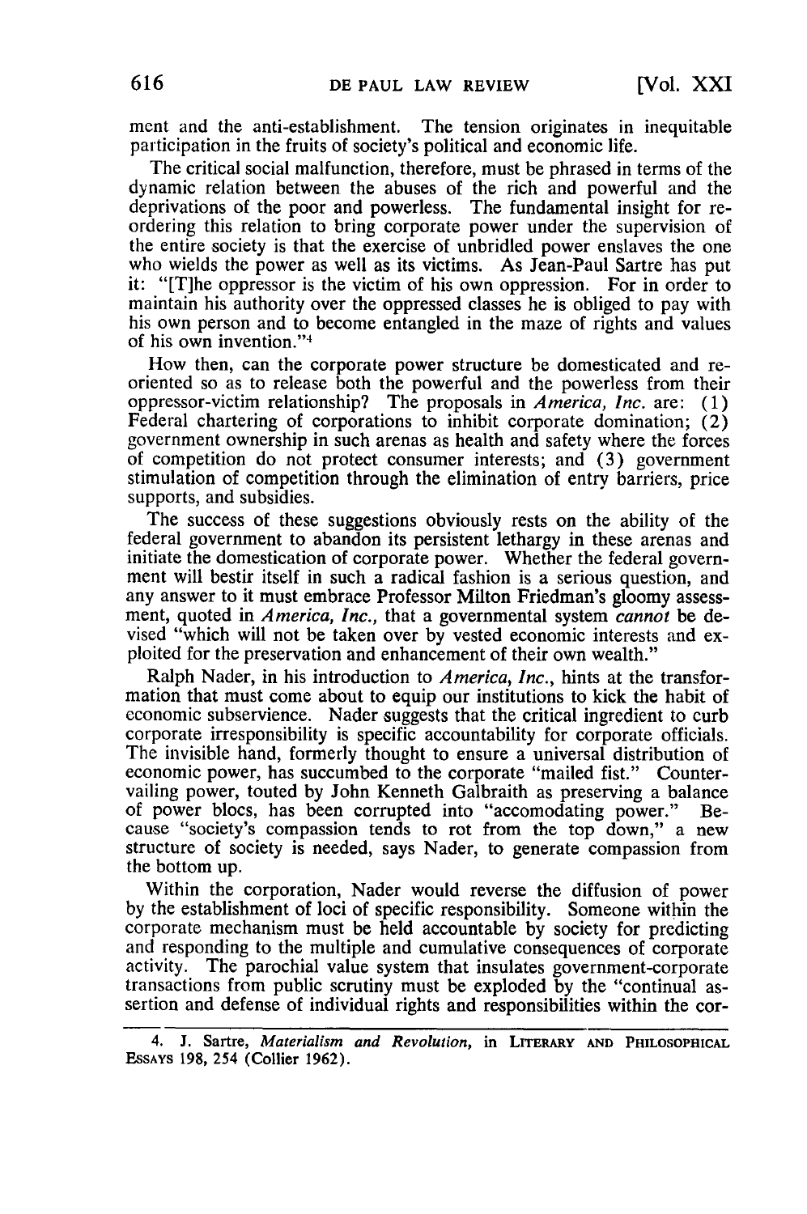ment and the anti-establishment. The tension originates in inequitable participation in the fruits of society's political and economic life.

The critical social malfunction, therefore, must be phrased in terms of the dynamic relation between the abuses of the rich and powerful and the deprivations of the poor and powerless. The fundamental insight for reordering this relation to bring corporate power under the supervision of the entire society is that the exercise of unbridled power enslaves the one who wields the power as well as its victims. As Jean-Paul Sartre has put it: "[T]he oppressor is the victim of his own oppression. For in order to maintain his authority over the oppressed classes he is obliged to pay with his own person and to become entangled in the maze of rights and values of his own invention."[4]

How then, can the corporate power structure be domesticated and reoriented so as to release both the powerful and the powerless from their oppressor-victim relationship? The proposals in *America, Inc.* are: (1) Federal chartering of corporations to inhibit corporate domination; (2) government ownership in such arenas as health and safety where the forces of competition do not protect consumer interests; and (3) government stimulation of competition through the elimination of entry barriers, price supports, and subsidies.

The success of these suggestions obviously rests on the ability of the federal government to abandon its persistent lethargy in these arenas and initiate the domestication of corporate power. Whether the federal government will bestir itself in such a radical fashion is a serious question, and any answer to it must embrace Professor Milton Friedman's gloomy assessment, quoted in *America, Inc.*, that a governmental system *cannot* be devised "which will not be taken over by vested economic interests and exploited for the preservation and enhancement of their own wealth."

Ralph Nader, in his introduction to *America, Inc.*, hints at the transformation that must come about to equip our institutions to kick the habit of economic subservience. Nader suggests that the critical ingredient to curb corporate irresponsibility is specific accountability for corporate officials. The invisible hand, formerly thought to ensure a universal distribution of economic power, has succumbed to the corporate "mailed fist." Countervailing power, touted by John Kenneth Galbraith as preserving a balance of power blocs, has been corrupted into "accomodating power." Because "society's compassion tends to rot from the top down," a new structure of society is needed, says Nader, to generate compassion from the bottom up.

Within the corporation, Nader would reverse the diffusion of power by the establishment of loci of specific responsibility. Someone within the corporate mechanism must be held accountable by society for predicting and responding to the multiple and cumulative consequences of corporate activity. The parochial value system that insulates government-corporate transactions from public scrutiny must be exploded by the "continual assertion and defense of individual rights and responsibilities within the cor-

4. J. Sartre, *Materialism and Revolution*, in LITERARY AND PHILOSOPHICAL ESSAYS 198, 254 (Collier 1962).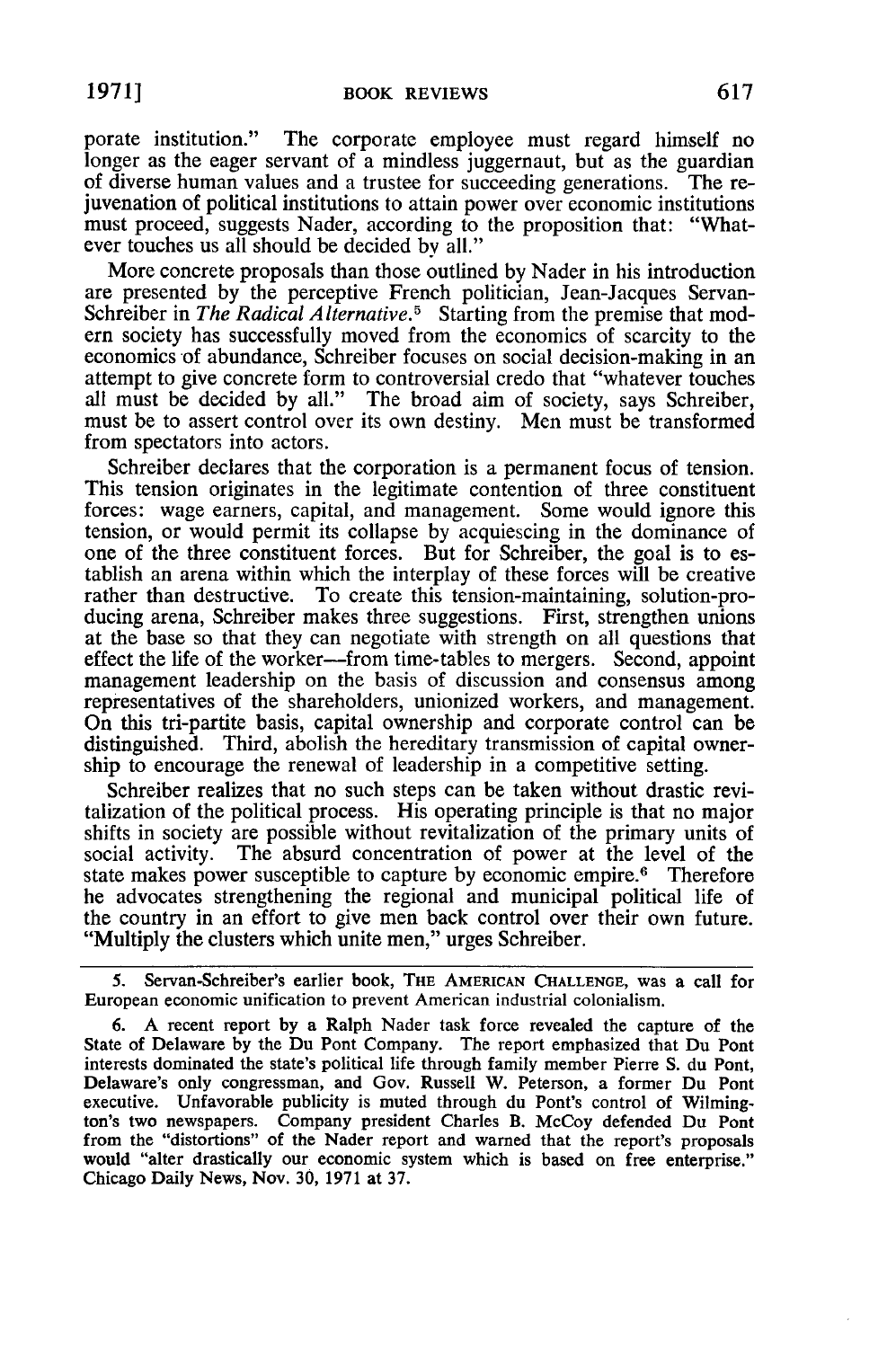porate institution." The corporate employee must regard himself no longer as the eager servant of a mindless juggernaut, but as the guardian of diverse human values and a trustee for succeeding generations. The rejuvenation of political institutions to attain power over economic institutions must proceed, suggests Nader, according to the proposition that: "Whatever touches us all should be decided by all."

More concrete proposals than those outlined by Nader in his introduction are presented by the perceptive French politician, Jean-Jacques Servan-Schreiber in *The Radical Alternative*.[5] Starting from the premise that modern society has successfully moved from the economics of scarcity to the economics of abundance, Schreiber focuses on social decision-making in an attempt to give concrete form to controversial credo that "whatever touches all must be decided by all." The broad aim of society, says Schreiber, must be to assert control over its own destiny. Men must be transformed from spectators into actors.

Schreiber declares that the corporation is a permanent focus of tension. This tension originates in the legitimate contention of three constituent forces: wage earners, capital, and management. Some would ignore this tension, or would permit its collapse by acquiescing in the dominance of one of the three constituent forces. But for Schreiber, the goal is to establish an arena within which the interplay of these forces will be creative rather than destructive. To create this tension-maintaining, solution-producing arena, Schreiber makes three suggestions. First, strengthen unions at the base so that they can negotiate with strength on all questions that effect the life of the worker—from time-tables to mergers. Second, appoint management leadership on the basis of discussion and consensus among representatives of the shareholders, unionized workers, and management. On this tri-partite basis, capital ownership and corporate control can be distinguished. Third, abolish the hereditary transmission of capital ownership to encourage the renewal of leadership in a competitive setting.

Schreiber realizes that no such steps can be taken without drastic revitalization of the political process. His operating principle is that no major shifts in society are possible without revitalization of the primary units of social activity. The absurd concentration of power at the level of the state makes power susceptible to capture by economic empire.[6] Therefore he advocates strengthening the regional and municipal political life of the country in an effort to give men back control over their own future. "Multiply the clusters which unite men," urges Schreiber.

---

5. Servan-Schreiber's earlier book, THE AMERICAN CHALLENGE, was a call for European economic unification to prevent American industrial colonialism.

6. A recent report by a Ralph Nader task force revealed the capture of the State of Delaware by the Du Pont Company. The report emphasized that Du Pont interests dominated the state's political life through family member Pierre S. du Pont, Delaware's only congressman, and Gov. Russell W. Peterson, a former Du Pont executive. Unfavorable publicity is muted through du Pont's control of Wilmington's two newspapers. Company president Charles B. McCoy defended Du Pont from the "distortions" of the Nader report and warned that the report's proposals would "alter drastically our economic system which is based on free enterprise." Chicago Daily News, Nov. 30, 1971 at 37.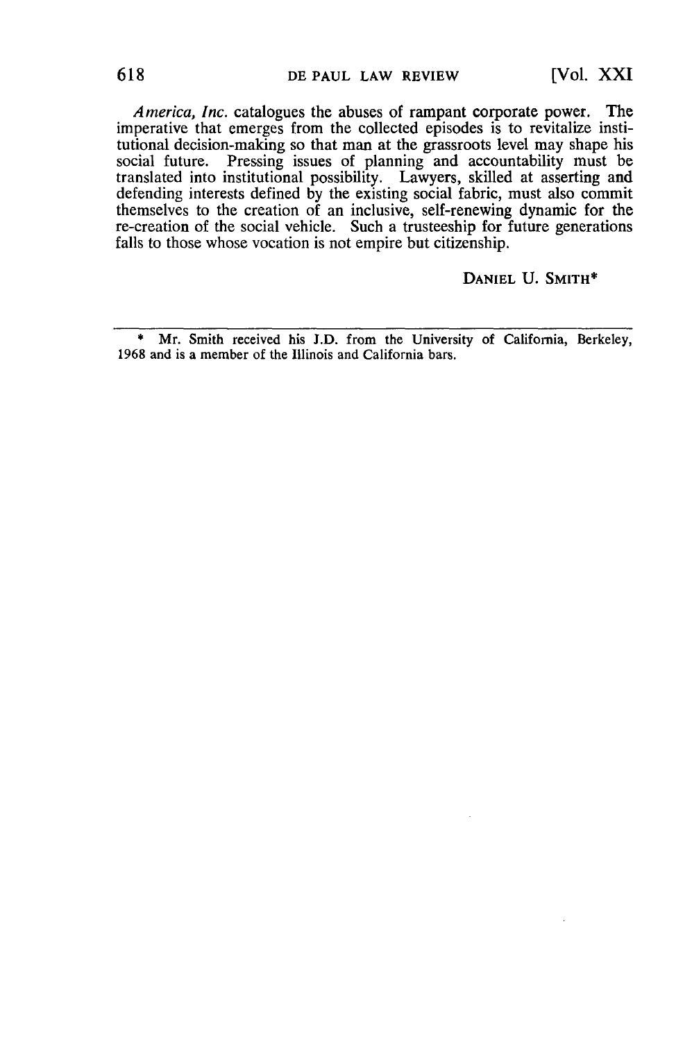*America, Inc.* catalogues the abuses of rampant corporate power. The imperative that emerges from the collected episodes is to revitalize institutional decision-making so that man at the grassroots level may shape his social future. Pressing issues of planning and accountability must be translated into institutional possibility. Lawyers, skilled at asserting and defending interests defined by the existing social fabric, must also commit themselves to the creation of an inclusive, self-renewing dynamic for the re-creation of the social vehicle. Such a trusteeship for future generations falls to those whose vocation is not empire but citizenship.

DANIEL U. SMITH*

---

* Mr. Smith received his J.D. from the University of California, Berkeley, 1968 and is a member of the Illinois and California bars.